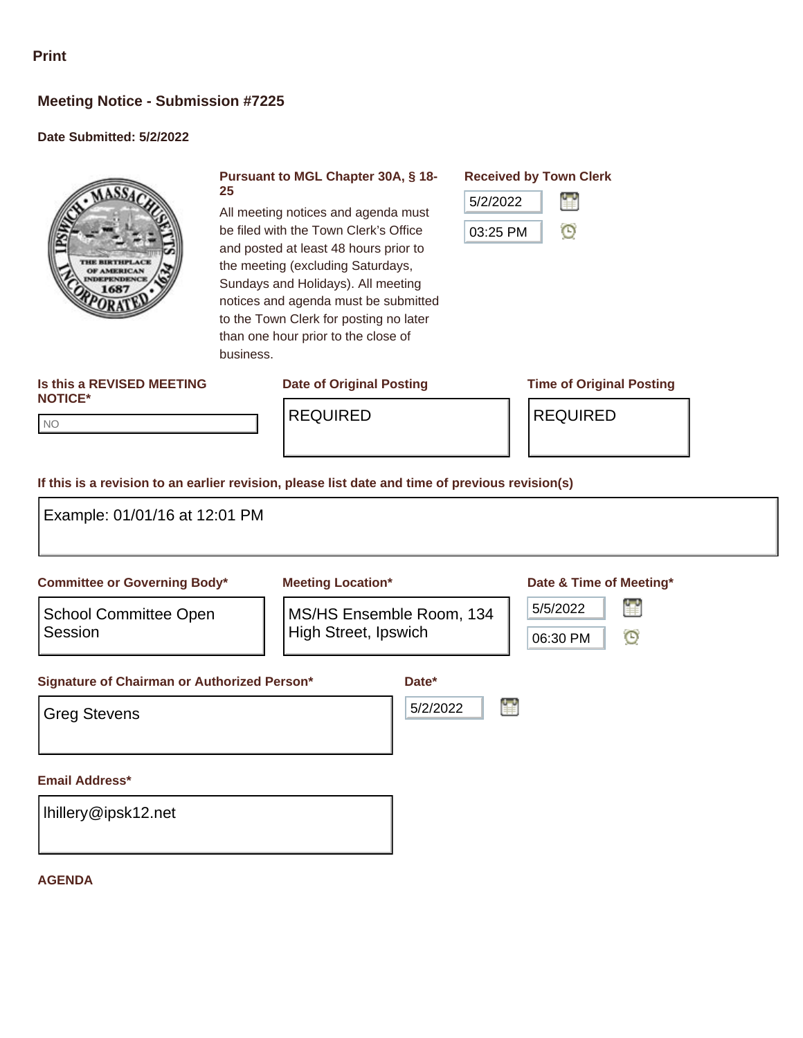Print

## Meeting Notice - Submission #7225

**Date Submitted: 5/2/2022**

**Pursuant to MGL Chapter 30A, § 18-25**

All meeting notices and agenda must be filed with the Town Clerk's Office and posted at least 48 hours prior to the meeting (excluding Saturdays, Sundays and Holidays). All meeting notices and agenda must be submitted to the Town Clerk for posting no later than one hour prior to the close of business.

**Received by Town Clerk**

5/2/2022

03:25 PM

**Is this a REVISED MEETING NOTICE***

NO

**Date of Original Posting**

REQUIRED

**Time of Original Posting**

REQUIRED

**If this is a revision to an earlier revision, please list date and time of previous revision(s)**

Example: 01/01/16 at 12:01 PM

**Committee or Governing Body***

School Committee Open Session

**Meeting Location***

MS/HS Ensemble Room, 134 High Street, Ipswich

**Date & Time of Meeting***

5/5/2022

06:30 PM

**Signature of Chairman or Authorized Person***

Greg Stevens

**Date***

5/2/2022

**Email Address***

lhillery@ipsk12.net

**AGENDA**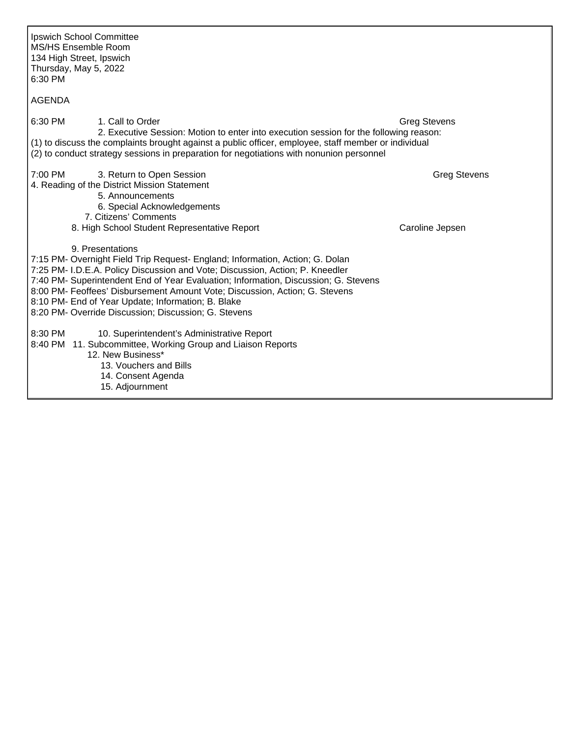Ipswich School Committee
MS/HS Ensemble Room
134 High Street, Ipswich
Thursday, May 5, 2022
6:30 PM

AGENDA

6:30 PM 1. Call to Order — Greg Stevens

2. Executive Session: Motion to enter into execution session for the following reason:
(1) to discuss the complaints brought against a public officer, employee, staff member or individual
(2) to conduct strategy sessions in preparation for negotiations with nonunion personnel

7:00 PM 3. Return to Open Session — Greg Stevens

4. Reading of the District Mission Statement

5. Announcements

6. Special Acknowledgements

7. Citizens' Comments

8. High School Student Representative Report — Caroline Jepsen

9. Presentations

7:15 PM- Overnight Field Trip Request- England; Information, Action; G. Dolan
7:25 PM- I.D.E.A. Policy Discussion and Vote; Discussion, Action; P. Kneedler
7:40 PM- Superintendent End of Year Evaluation; Information, Discussion; G. Stevens
8:00 PM- Feoffees' Disbursement Amount Vote; Discussion, Action; G. Stevens
8:10 PM- End of Year Update; Information; B. Blake
8:20 PM- Override Discussion; Discussion; G. Stevens

8:30 PM 10. Superintendent's Administrative Report

8:40 PM 11. Subcommittee, Working Group and Liaison Reports

12. New Business*

13. Vouchers and Bills

14. Consent Agenda

15. Adjournment